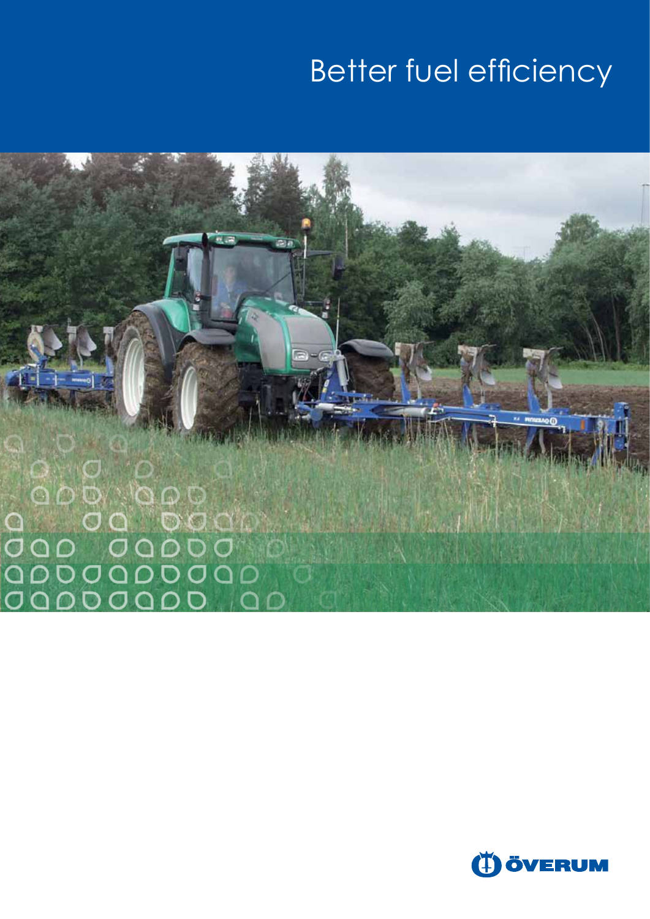# Better fuel efficiency

ÖVERUM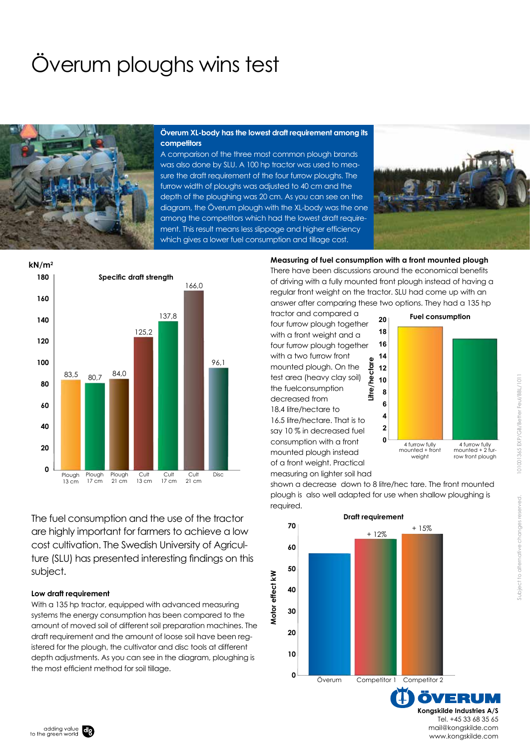# Överum ploughs wins test

**Överum XL-body has the lowest draft requirement among its competitors**

A comparison of the three most common plough brands was also done by SLU. A 100 hp tractor was used to measure the draft requirement of the four furrow ploughs. The furrow width of ploughs was adjusted to 40 cm and the depth of the ploughing was 20 cm. As you can see on the diagram, the Överum plough with the XL-body was the one among the competitors which had the lowest draft requirement. This result means less slippage and higher efficiency which gives a lower fuel consumption and tillage cost.

kN/m²

Specific draft strength

180
160
140
120
100
80
60
40
20
0

83,5
80,7
84,0
125,2
137,8
166,0
96,1

Plough 13 cm
Plough 17 cm
Plough 21 cm
Cult 13 cm
Cult 17 cm
Cult 21 cm
Disc

The fuel consumption and the use of the tractor are highly important for farmers to achieve a low cost cultivation. The Swedish University of Agriculture (SLU) has presented interesting findings on this subject.

**Low draft requirement**

With a 135 hp tractor, equipped with advanced measuring systems the energy consumption has been compared to the amount of moved soil of different soil preparation machines. The draft requirement and the amount of loose soil have been registered for the plough, the cultivator and disc tools at different depth adjustments. As you can see in the diagram, ploughing is the most efficient method for soil tillage.

**Measuring of fuel consumption with a front mounted plough**

There have been discussions around the economical benefits of driving with a fully mounted front plough instead of having a regular front weight on the tractor. SLU had come up with an answer after comparing these two options. They had a 135 hp tractor and compared a four furrow plough together with a front weight and a four furrow plough together with a two furrow front mounted plough. On the test area (heavy clay soil) the fuelconsumption decreased from 18.4 litre/hectare to 16.5 litre/hectare. That is to say 10 % in decreased fuel consumption with a front mounted plough instead of a front weight. Practical measuring on lighter soil had shown a decrease down to 8 litre/hec tare. The front mounted plough is also well adapted for use when shallow ploughing is required.

Fuel consumption

Litre/hectare

20
18
16
14
12
10
8
6
4
2
0

4 furrow fully mounted + front weight
4 furrow fully mounted + 2 furrow front plough

Draft requirement

Motor effect kW

70
60
50
40
30
20
10
0

+ 12%
+ 15%

Överum
Competitor 1
Competitor 2

ÖVERUM

**Kongskilde Industries A/S**
Tel. +45 33 68 35 65
mail@kongskilde.com
www.kongskilde.com

adding value to the green world

101001365 EXP/GB/Better Feul/BBL/1011

Subject to alternative changes reserved.